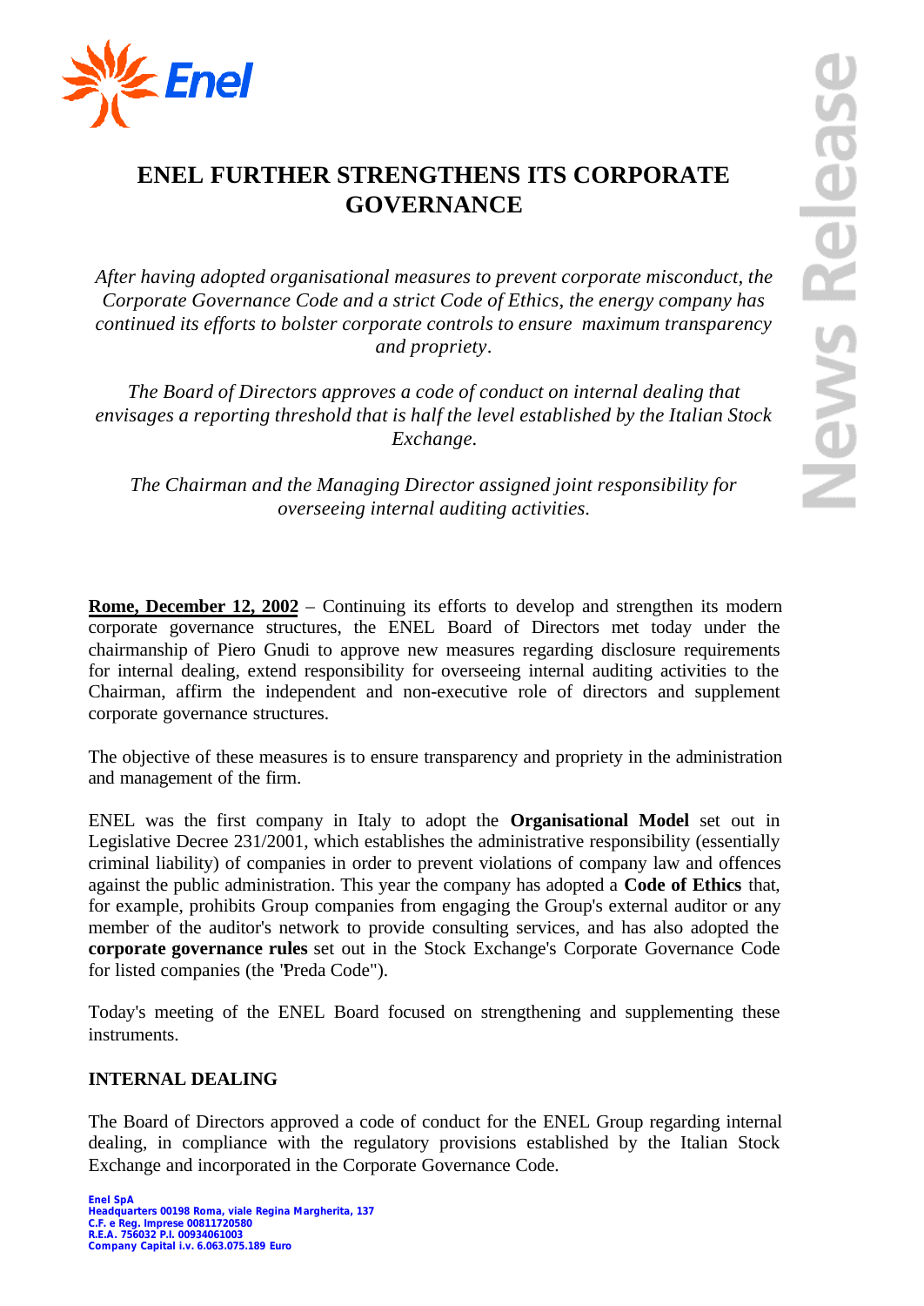# ENEL FURTHER STRENGTHENS ITS CORPORATE GOVERNANCE

*After having adopted organisational measures to prevent corporate misconduct, the Corporate Governance Code and a strict Code of Ethics, the energy company has continued its efforts to bolster corporate controls to ensure maximum transparency and propriety.*

*The Board of Directors approves a code of conduct on internal dealing that envisages a reporting threshold that is half the level established by the Italian Stock Exchange.*

*The Chairman and the Managing Director assigned joint responsibility for overseeing internal auditing activities.*

**Rome, December 12, 2002** – Continuing its efforts to develop and strengthen its modern corporate governance structures, the ENEL Board of Directors met today under the chairmanship of Piero Gnudi to approve new measures regarding disclosure requirements for internal dealing, extend responsibility for overseeing internal auditing activities to the Chairman, affirm the independent and non-executive role of directors and supplement corporate governance structures.

The objective of these measures is to ensure transparency and propriety in the administration and management of the firm.

ENEL was the first company in Italy to adopt the **Organisational Model** set out in Legislative Decree 231/2001, which establishes the administrative responsibility (essentially criminal liability) of companies in order to prevent violations of company law and offences against the public administration. This year the company has adopted a **Code of Ethics** that, for example, prohibits Group companies from engaging the Group's external auditor or any member of the auditor's network to provide consulting services, and has also adopted the **corporate governance rules** set out in the Stock Exchange's Corporate Governance Code for listed companies (the "Preda Code").

Today's meeting of the ENEL Board focused on strengthening and supplementing these instruments.

## INTERNAL DEALING

The Board of Directors approved a code of conduct for the ENEL Group regarding internal dealing, in compliance with the regulatory provisions established by the Italian Stock Exchange and incorporated in the Corporate Governance Code.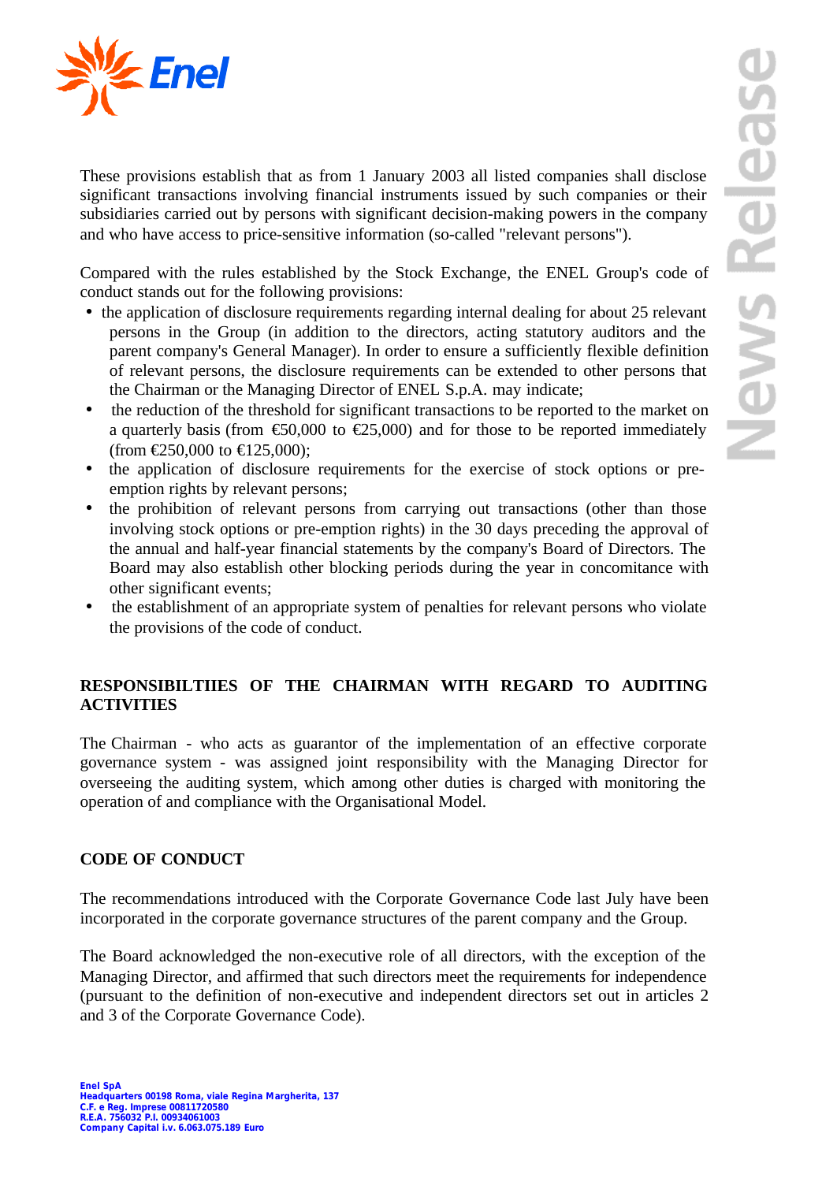These provisions establish that as from 1 January 2003 all listed companies shall disclose significant transactions involving financial instruments issued by such companies or their subsidiaries carried out by persons with significant decision-making powers in the company and who have access to price-sensitive information (so-called "relevant persons").

Compared with the rules established by the Stock Exchange, the ENEL Group's code of conduct stands out for the following provisions:

- the application of disclosure requirements regarding internal dealing for about 25 relevant persons in the Group (in addition to the directors, acting statutory auditors and the parent company's General Manager). In order to ensure a sufficiently flexible definition of relevant persons, the disclosure requirements can be extended to other persons that the Chairman or the Managing Director of ENEL S.p.A. may indicate;
- the reduction of the threshold for significant transactions to be reported to the market on a quarterly basis (from €50,000 to €25,000) and for those to be reported immediately (from €250,000 to €125,000);
- the application of disclosure requirements for the exercise of stock options or pre-emption rights by relevant persons;
- the prohibition of relevant persons from carrying out transactions (other than those involving stock options or pre-emption rights) in the 30 days preceding the approval of the annual and half-year financial statements by the company's Board of Directors. The Board may also establish other blocking periods during the year in concomitance with other significant events;
- the establishment of an appropriate system of penalties for relevant persons who violate the provisions of the code of conduct.

**RESPONSIBILTIIES OF THE CHAIRMAN WITH REGARD TO AUDITING ACTIVITIES**

The Chairman - who acts as guarantor of the implementation of an effective corporate governance system - was assigned joint responsibility with the Managing Director for overseeing the auditing system, which among other duties is charged with monitoring the operation of and compliance with the Organisational Model.

**CODE OF CONDUCT**

The recommendations introduced with the Corporate Governance Code last July have been incorporated in the corporate governance structures of the parent company and the Group.

The Board acknowledged the non-executive role of all directors, with the exception of the Managing Director, and affirmed that such directors meet the requirements for independence (pursuant to the definition of non-executive and independent directors set out in articles 2 and 3 of the Corporate Governance Code).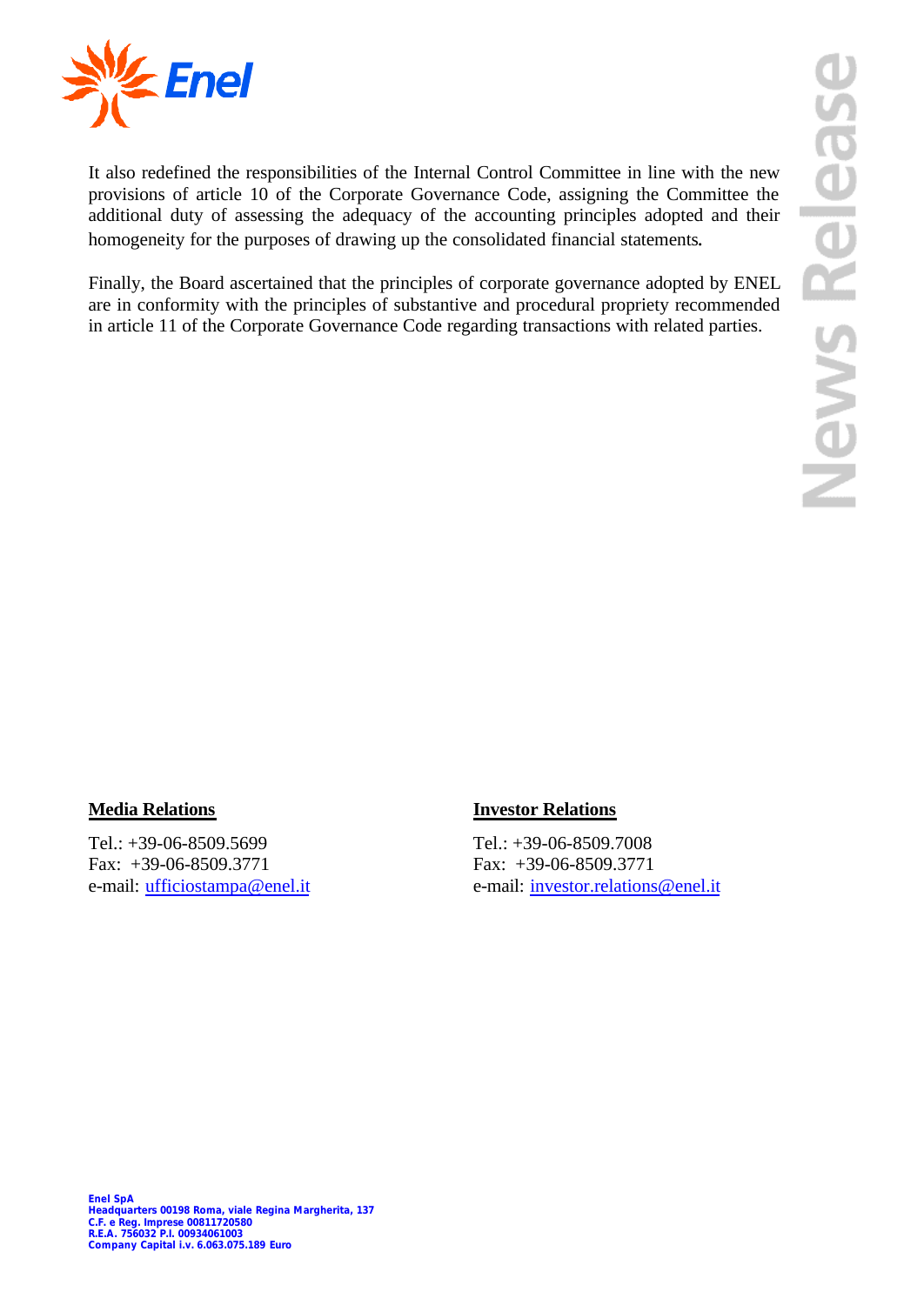It also redefined the responsibilities of the Internal Control Committee in line with the new provisions of article 10 of the Corporate Governance Code, assigning the Committee the additional duty of assessing the adequacy of the accounting principles adopted and their homogeneity for the purposes of drawing up the consolidated financial statements.

Finally, the Board ascertained that the principles of corporate governance adopted by ENEL are in conformity with the principles of substantive and procedural propriety recommended in article 11 of the Corporate Governance Code regarding transactions with related parties.

**Media Relations**

Tel.: +39-06-8509.5699
Fax: +39-06-8509.3771
e-mail: ufficiostampa@enel.it

**Investor Relations**

Tel.: +39-06-8509.7008
Fax: +39-06-8509.3771
e-mail: investor.relations@enel.it

**Enel SpA**
**Headquarters 00198 Roma, viale Regina Margherita, 137**
**C.F. e Reg. Imprese 00811720580**
**R.E.A. 756032 P.I. 00934061003**
**Company Capital i.v. 6.063.075.189 Euro**